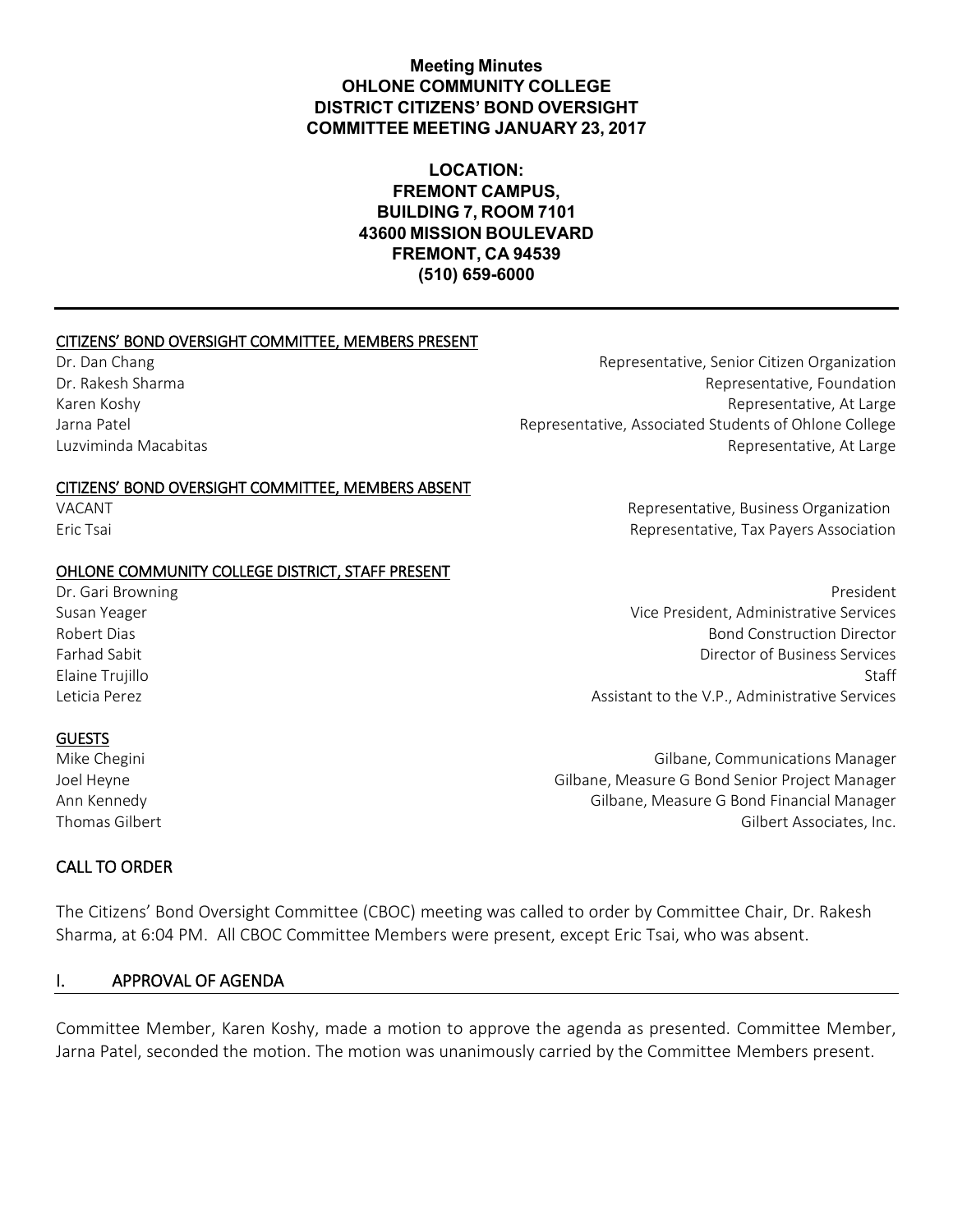**Meeting Minutes**
**OHLONE COMMUNITY COLLEGE**
**DISTRICT CITIZENS' BOND OVERSIGHT**
**COMMITTEE MEETING JANUARY 23, 2017**

**LOCATION:**
**FREMONT CAMPUS,**
**BUILDING 7, ROOM 7101**
**43600 MISSION BOULEVARD**
**FREMONT, CA 94539**
**(510) 659-6000**

---

CITIZENS' BOND OVERSIGHT COMMITTEE, MEMBERS PRESENT

| | |
|---|---|
| Dr. Dan Chang | Representative, Senior Citizen Organization |
| Dr. Rakesh Sharma | Representative, Foundation |
| Karen Koshy | Representative, At Large |
| Jarna Patel | Representative, Associated Students of Ohlone College |
| Luzviminda Macabitas | Representative, At Large |

CITIZENS' BOND OVERSIGHT COMMITTEE, MEMBERS ABSENT

| | |
|---|---|
| VACANT | Representative, Business Organization |
| Eric Tsai | Representative, Tax Payers Association |

OHLONE COMMUNITY COLLEGE DISTRICT, STAFF PRESENT

| | |
|---|---|
| Dr. Gari Browning | President |
| Susan Yeager | Vice President, Administrative Services |
| Robert Dias | Bond Construction Director |
| Farhad Sabit | Director of Business Services |
| Elaine Trujillo | Staff |
| Leticia Perez | Assistant to the V.P., Administrative Services |

GUESTS

| | |
|---|---|
| Mike Chegini | Gilbane, Communications Manager |
| Joel Heyne | Gilbane, Measure G Bond Senior Project Manager |
| Ann Kennedy | Gilbane, Measure G Bond Financial Manager |
| Thomas Gilbert | Gilbert Associates, Inc. |

## CALL TO ORDER

The Citizens' Bond Oversight Committee (CBOC) meeting was called to order by Committee Chair, Dr. Rakesh Sharma, at 6:04 PM. All CBOC Committee Members were present, except Eric Tsai, who was absent.

## I. APPROVAL OF AGENDA

Committee Member, Karen Koshy, made a motion to approve the agenda as presented. Committee Member, Jarna Patel, seconded the motion. The motion was unanimously carried by the Committee Members present.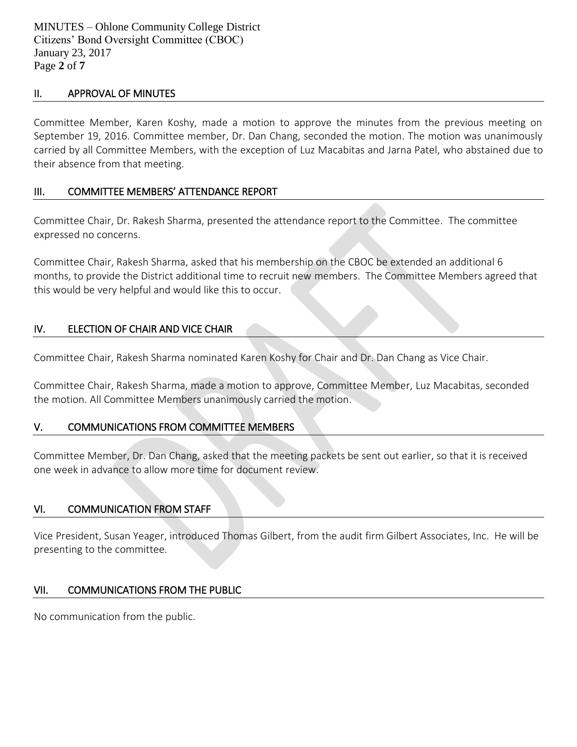## II. APPROVAL OF MINUTES

Committee Member, Karen Koshy, made a motion to approve the minutes from the previous meeting on September 19, 2016. Committee member, Dr. Dan Chang, seconded the motion. The motion was unanimously carried by all Committee Members, with the exception of Luz Macabitas and Jarna Patel, who abstained due to their absence from that meeting.

## III. COMMITTEE MEMBERS' ATTENDANCE REPORT

Committee Chair, Dr. Rakesh Sharma, presented the attendance report to the Committee. The committee expressed no concerns.

Committee Chair, Rakesh Sharma, asked that his membership on the CBOC be extended an additional 6 months, to provide the District additional time to recruit new members. The Committee Members agreed that this would be very helpful and would like this to occur.

## IV. ELECTION OF CHAIR AND VICE CHAIR

Committee Chair, Rakesh Sharma nominated Karen Koshy for Chair and Dr. Dan Chang as Vice Chair.

Committee Chair, Rakesh Sharma, made a motion to approve, Committee Member, Luz Macabitas, seconded the motion. All Committee Members unanimously carried the motion.

## V. COMMUNICATIONS FROM COMMITTEE MEMBERS

Committee Member, Dr. Dan Chang, asked that the meeting packets be sent out earlier, so that it is received one week in advance to allow more time for document review.

## VI. COMMUNICATION FROM STAFF

Vice President, Susan Yeager, introduced Thomas Gilbert, from the audit firm Gilbert Associates, Inc. He will be presenting to the committee.

## VII. COMMUNICATIONS FROM THE PUBLIC

No communication from the public.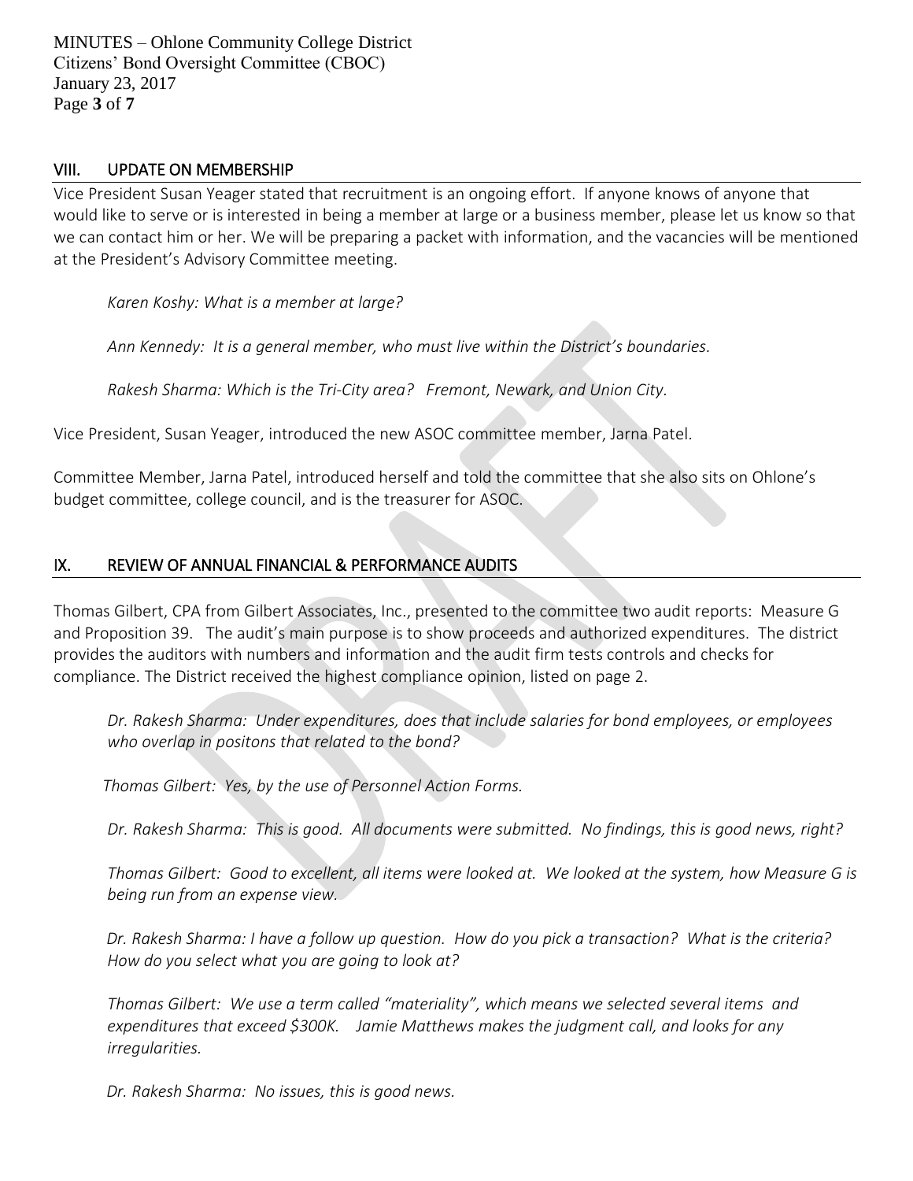## VIII. UPDATE ON MEMBERSHIP

Vice President Susan Yeager stated that recruitment is an ongoing effort. If anyone knows of anyone that would like to serve or is interested in being a member at large or a business member, please let us know so that we can contact him or her. We will be preparing a packet with information, and the vacancies will be mentioned at the President's Advisory Committee meeting.

> *Karen Koshy: What is a member at large?*
>
> *Ann Kennedy: It is a general member, who must live within the District's boundaries.*
>
> *Rakesh Sharma: Which is the Tri-City area? Fremont, Newark, and Union City.*

Vice President, Susan Yeager, introduced the new ASOC committee member, Jarna Patel.

Committee Member, Jarna Patel, introduced herself and told the committee that she also sits on Ohlone's budget committee, college council, and is the treasurer for ASOC.

## IX. REVIEW OF ANNUAL FINANCIAL & PERFORMANCE AUDITS

Thomas Gilbert, CPA from Gilbert Associates, Inc., presented to the committee two audit reports: Measure G and Proposition 39. The audit's main purpose is to show proceeds and authorized expenditures. The district provides the auditors with numbers and information and the audit firm tests controls and checks for compliance. The District received the highest compliance opinion, listed on page 2.

> *Dr. Rakesh Sharma: Under expenditures, does that include salaries for bond employees, or employees who overlap in positons that related to the bond?*
>
> *Thomas Gilbert: Yes, by the use of Personnel Action Forms.*
>
> *Dr. Rakesh Sharma: This is good. All documents were submitted. No findings, this is good news, right?*
>
> *Thomas Gilbert: Good to excellent, all items were looked at. We looked at the system, how Measure G is being run from an expense view.*
>
> *Dr. Rakesh Sharma: I have a follow up question. How do you pick a transaction? What is the criteria? How do you select what you are going to look at?*
>
> *Thomas Gilbert: We use a term called "materiality", which means we selected several items and expenditures that exceed $300K. Jamie Matthews makes the judgment call, and looks for any irregularities.*
>
> *Dr. Rakesh Sharma: No issues, this is good news.*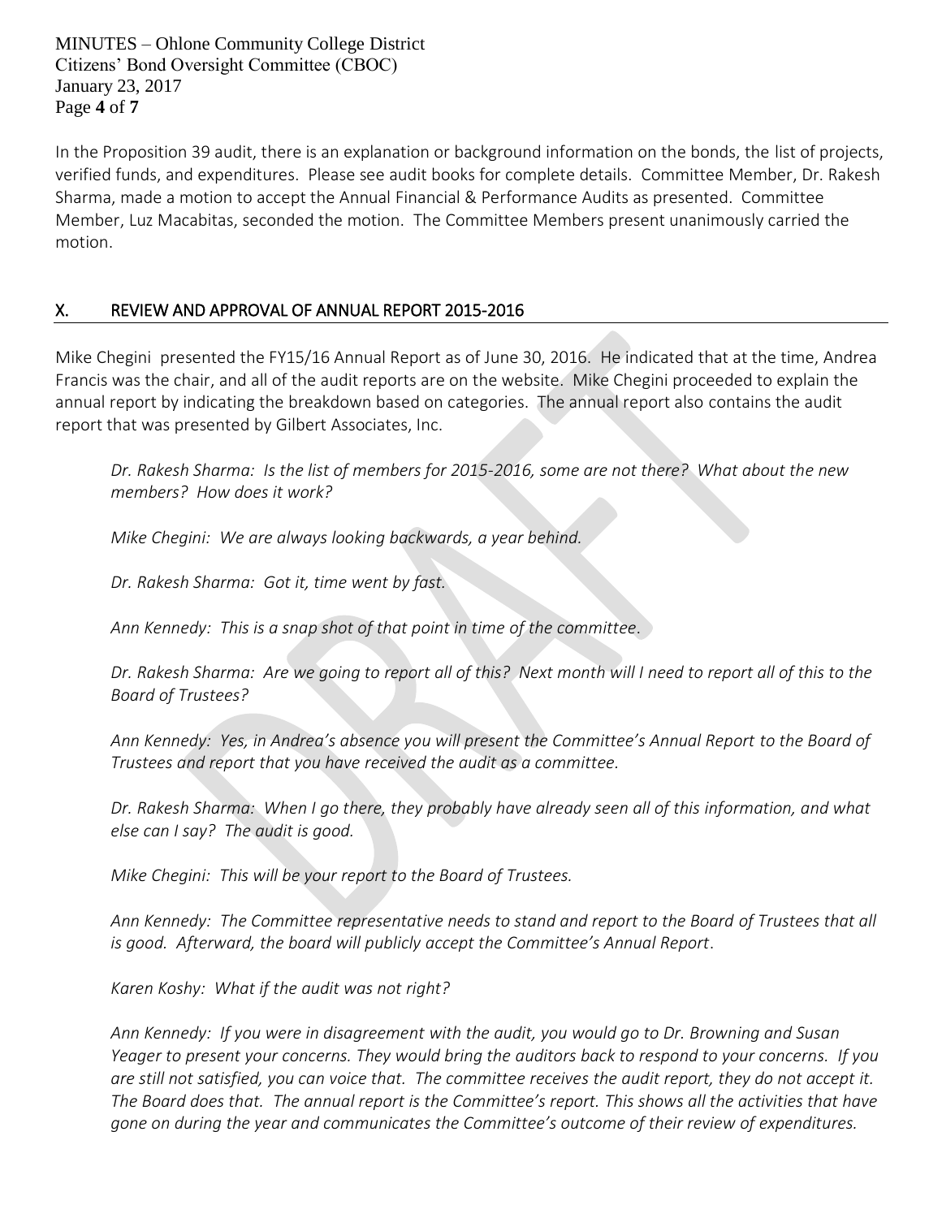In the Proposition 39 audit, there is an explanation or background information on the bonds, the list of projects, verified funds, and expenditures. Please see audit books for complete details. Committee Member, Dr. Rakesh Sharma, made a motion to accept the Annual Financial & Performance Audits as presented. Committee Member, Luz Macabitas, seconded the motion. The Committee Members present unanimously carried the motion.

## X. REVIEW AND APPROVAL OF ANNUAL REPORT 2015-2016

Mike Chegini presented the FY15/16 Annual Report as of June 30, 2016. He indicated that at the time, Andrea Francis was the chair, and all of the audit reports are on the website. Mike Chegini proceeded to explain the annual report by indicating the breakdown based on categories. The annual report also contains the audit report that was presented by Gilbert Associates, Inc.

> *Dr. Rakesh Sharma: Is the list of members for 2015-2016, some are not there? What about the new members? How does it work?*
>
> *Mike Chegini: We are always looking backwards, a year behind.*
>
> *Dr. Rakesh Sharma: Got it, time went by fast.*
>
> *Ann Kennedy: This is a snap shot of that point in time of the committee.*
>
> *Dr. Rakesh Sharma: Are we going to report all of this? Next month will I need to report all of this to the Board of Trustees?*
>
> *Ann Kennedy: Yes, in Andrea's absence you will present the Committee's Annual Report to the Board of Trustees and report that you have received the audit as a committee.*
>
> *Dr. Rakesh Sharma: When I go there, they probably have already seen all of this information, and what else can I say? The audit is good.*
>
> *Mike Chegini: This will be your report to the Board of Trustees.*
>
> *Ann Kennedy: The Committee representative needs to stand and report to the Board of Trustees that all is good. Afterward, the board will publicly accept the Committee's Annual Report.*
>
> *Karen Koshy: What if the audit was not right?*
>
> *Ann Kennedy: If you were in disagreement with the audit, you would go to Dr. Browning and Susan Yeager to present your concerns. They would bring the auditors back to respond to your concerns. If you are still not satisfied, you can voice that. The committee receives the audit report, they do not accept it. The Board does that. The annual report is the Committee's report. This shows all the activities that have gone on during the year and communicates the Committee's outcome of their review of expenditures.*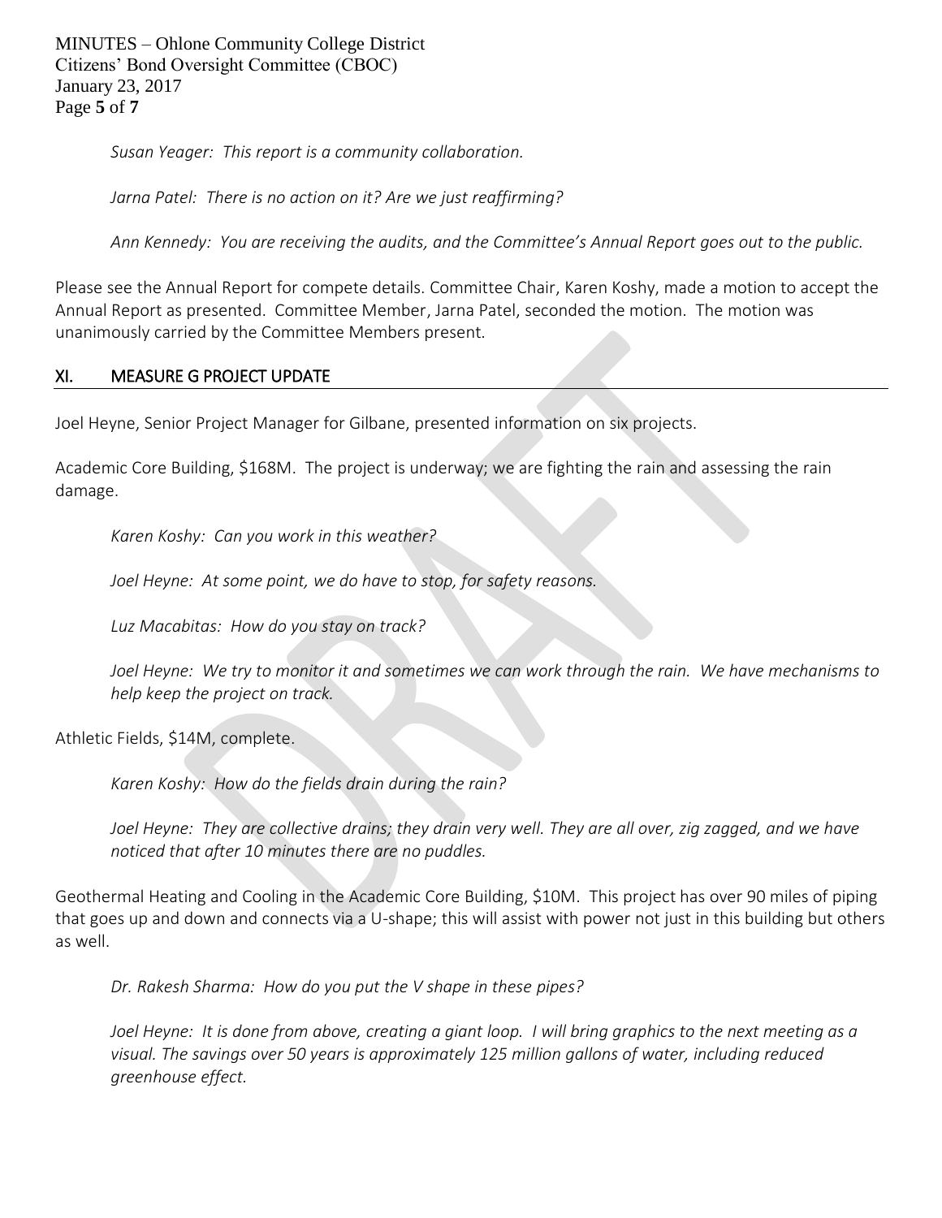*Susan Yeager: This report is a community collaboration.*

*Jarna Patel: There is no action on it? Are we just reaffirming?*

*Ann Kennedy: You are receiving the audits, and the Committee's Annual Report goes out to the public.*

Please see the Annual Report for compete details. Committee Chair, Karen Koshy, made a motion to accept the Annual Report as presented. Committee Member, Jarna Patel, seconded the motion. The motion was unanimously carried by the Committee Members present.

## XI. MEASURE G PROJECT UPDATE

Joel Heyne, Senior Project Manager for Gilbane, presented information on six projects.

Academic Core Building, $168M. The project is underway; we are fighting the rain and assessing the rain damage.

*Karen Koshy: Can you work in this weather?*

*Joel Heyne: At some point, we do have to stop, for safety reasons.*

*Luz Macabitas: How do you stay on track?*

*Joel Heyne: We try to monitor it and sometimes we can work through the rain. We have mechanisms to help keep the project on track.*

Athletic Fields, $14M, complete.

*Karen Koshy: How do the fields drain during the rain?*

*Joel Heyne: They are collective drains; they drain very well. They are all over, zig zagged, and we have noticed that after 10 minutes there are no puddles.*

Geothermal Heating and Cooling in the Academic Core Building, $10M. This project has over 90 miles of piping that goes up and down and connects via a U-shape; this will assist with power not just in this building but others as well.

*Dr. Rakesh Sharma: How do you put the V shape in these pipes?*

*Joel Heyne: It is done from above, creating a giant loop. I will bring graphics to the next meeting as a visual. The savings over 50 years is approximately 125 million gallons of water, including reduced greenhouse effect.*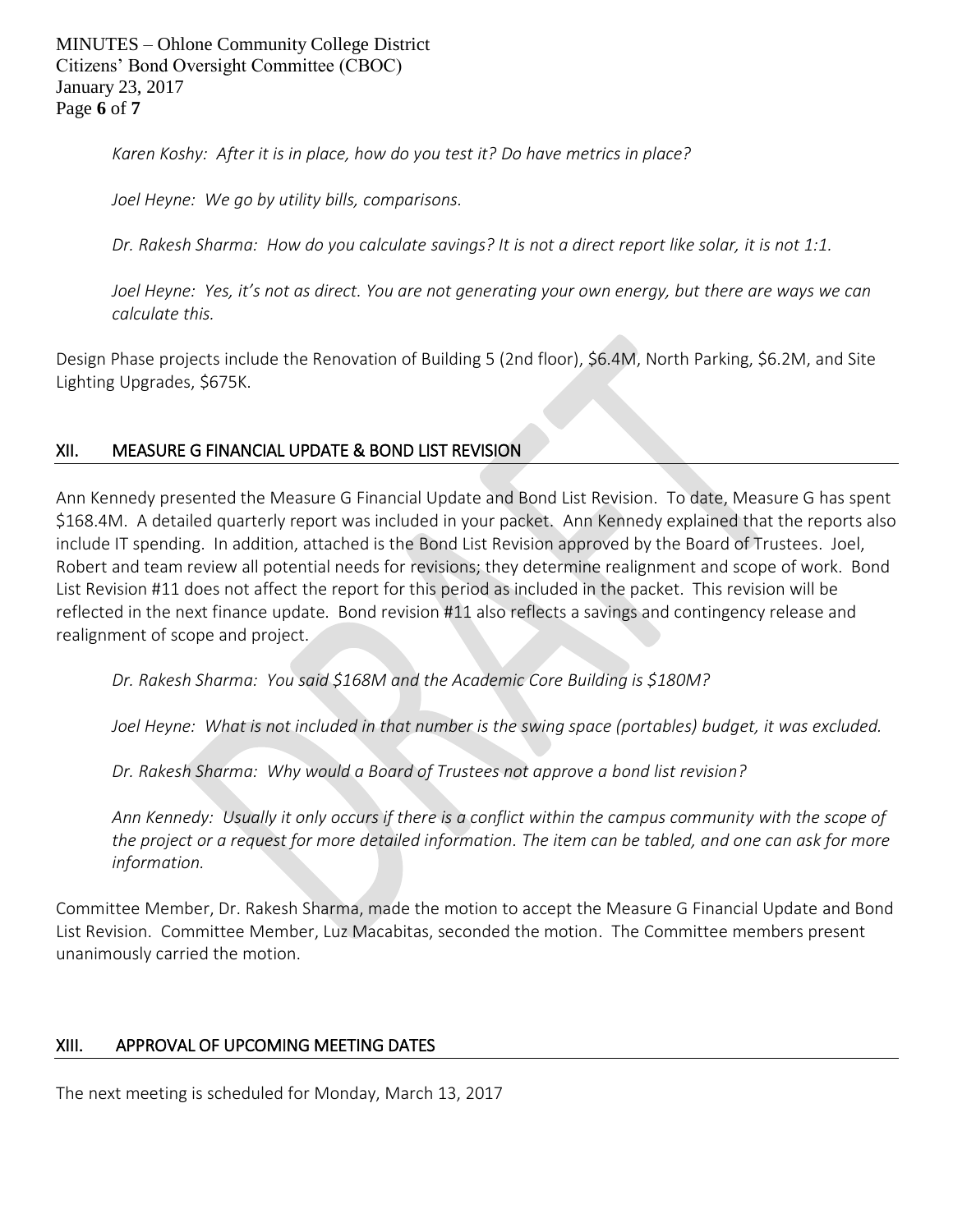*Karen Koshy: After it is in place, how do you test it? Do have metrics in place?*

*Joel Heyne: We go by utility bills, comparisons.*

*Dr. Rakesh Sharma: How do you calculate savings? It is not a direct report like solar, it is not 1:1.*

*Joel Heyne: Yes, it's not as direct. You are not generating your own energy, but there are ways we can calculate this.*

Design Phase projects include the Renovation of Building 5 (2nd floor), $6.4M, North Parking, $6.2M, and Site Lighting Upgrades, $675K.

## XII. MEASURE G FINANCIAL UPDATE & BOND LIST REVISION

Ann Kennedy presented the Measure G Financial Update and Bond List Revision. To date, Measure G has spent $168.4M. A detailed quarterly report was included in your packet. Ann Kennedy explained that the reports also include IT spending. In addition, attached is the Bond List Revision approved by the Board of Trustees. Joel, Robert and team review all potential needs for revisions; they determine realignment and scope of work. Bond List Revision #11 does not affect the report for this period as included in the packet. This revision will be reflected in the next finance update. Bond revision #11 also reflects a savings and contingency release and realignment of scope and project.

*Dr. Rakesh Sharma: You said $168M and the Academic Core Building is $180M?*

*Joel Heyne: What is not included in that number is the swing space (portables) budget, it was excluded.*

*Dr. Rakesh Sharma: Why would a Board of Trustees not approve a bond list revision?*

*Ann Kennedy: Usually it only occurs if there is a conflict within the campus community with the scope of the project or a request for more detailed information. The item can be tabled, and one can ask for more information.*

Committee Member, Dr. Rakesh Sharma, made the motion to accept the Measure G Financial Update and Bond List Revision. Committee Member, Luz Macabitas, seconded the motion. The Committee members present unanimously carried the motion.

## XIII. APPROVAL OF UPCOMING MEETING DATES

The next meeting is scheduled for Monday, March 13, 2017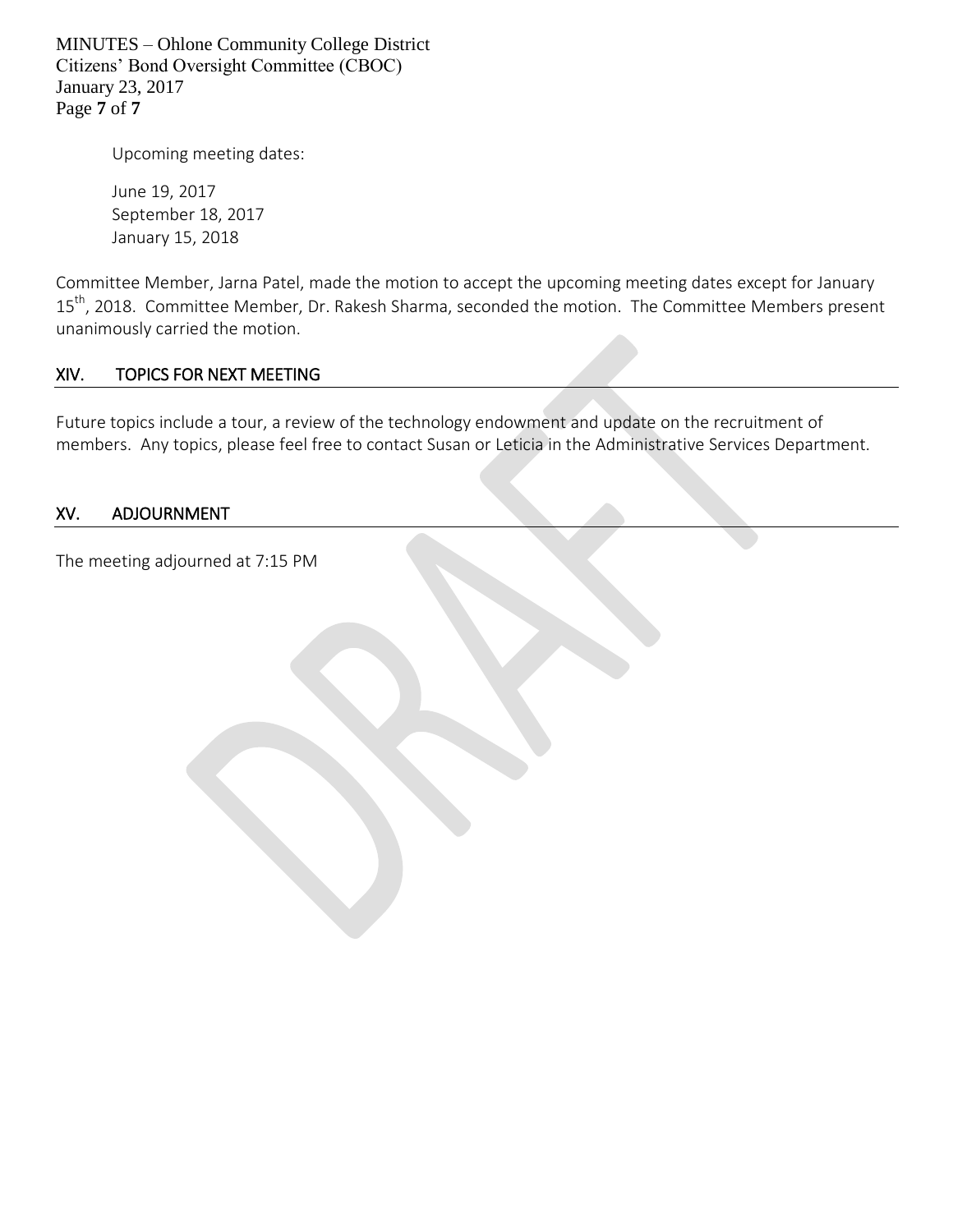Upcoming meeting dates:

June 19, 2017
September 18, 2017
January 15, 2018

Committee Member, Jarna Patel, made the motion to accept the upcoming meeting dates except for January 15th, 2018. Committee Member, Dr. Rakesh Sharma, seconded the motion. The Committee Members present unanimously carried the motion.

## XIV. TOPICS FOR NEXT MEETING

Future topics include a tour, a review of the technology endowment and update on the recruitment of members. Any topics, please feel free to contact Susan or Leticia in the Administrative Services Department.

## XV. ADJOURNMENT

The meeting adjourned at 7:15 PM